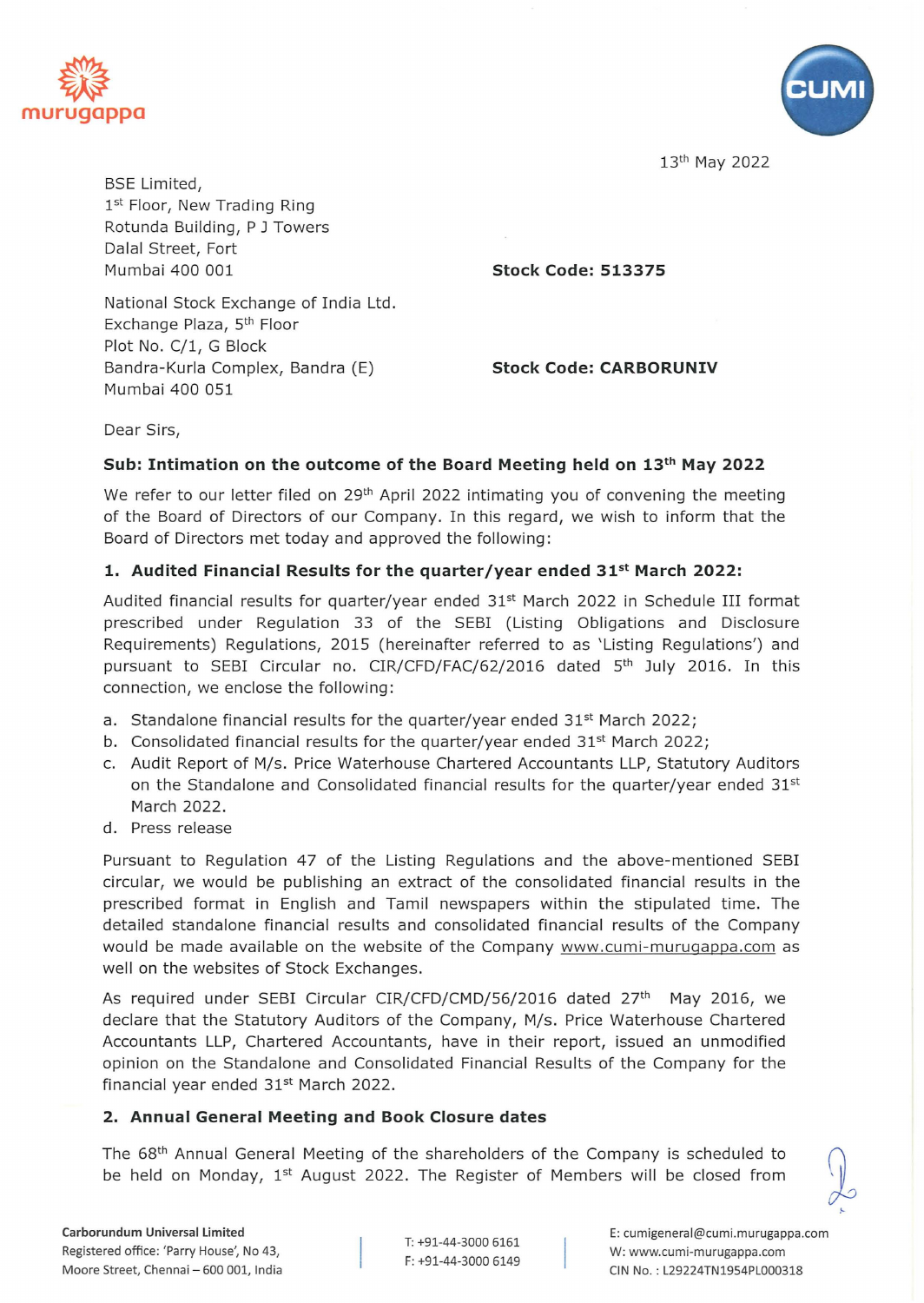13th May 2022

BSE Limited,
1st Floor, New Trading Ring
Rotunda Building, P J Towers
Dalal Street, Fort
Mumbai 400 001

**Stock Code: 513375**

National Stock Exchange of India Ltd.
Exchange Plaza, 5th Floor
Plot No. C/1, G Block
Bandra-Kurla Complex, Bandra (E)
Mumbai 400 051

**Stock Code: CARBORUNIV**

Dear Sirs,

**Sub: Intimation on the outcome of the Board Meeting held on 13th May 2022**

We refer to our letter filed on 29th April 2022 intimating you of convening the meeting of the Board of Directors of our Company. In this regard, we wish to inform that the Board of Directors met today and approved the following:

**1. Audited Financial Results for the quarter/year ended 31st March 2022:**

Audited financial results for quarter/year ended 31st March 2022 in Schedule III format prescribed under Regulation 33 of the SEBI (Listing Obligations and Disclosure Requirements) Regulations, 2015 (hereinafter referred to as 'Listing Regulations') and pursuant to SEBI Circular no. CIR/CFD/FAC/62/2016 dated 5th July 2016. In this connection, we enclose the following:

a. Standalone financial results for the quarter/year ended 31st March 2022;
b. Consolidated financial results for the quarter/year ended 31st March 2022;
c. Audit Report of M/s. Price Waterhouse Chartered Accountants LLP, Statutory Auditors on the Standalone and Consolidated financial results for the quarter/year ended 31st March 2022.
d. Press release

Pursuant to Regulation 47 of the Listing Regulations and the above-mentioned SEBI circular, we would be publishing an extract of the consolidated financial results in the prescribed format in English and Tamil newspapers within the stipulated time. The detailed standalone financial results and consolidated financial results of the Company would be made available on the website of the Company www.cumi-murugappa.com as well on the websites of Stock Exchanges.

As required under SEBI Circular CIR/CFD/CMD/56/2016 dated 27th May 2016, we declare that the Statutory Auditors of the Company, M/s. Price Waterhouse Chartered Accountants LLP, Chartered Accountants, have in their report, issued an unmodified opinion on the Standalone and Consolidated Financial Results of the Company for the financial year ended 31st March 2022.

**2. Annual General Meeting and Book Closure dates**

The 68th Annual General Meeting of the shareholders of the Company is scheduled to be held on Monday, 1st August 2022. The Register of Members will be closed from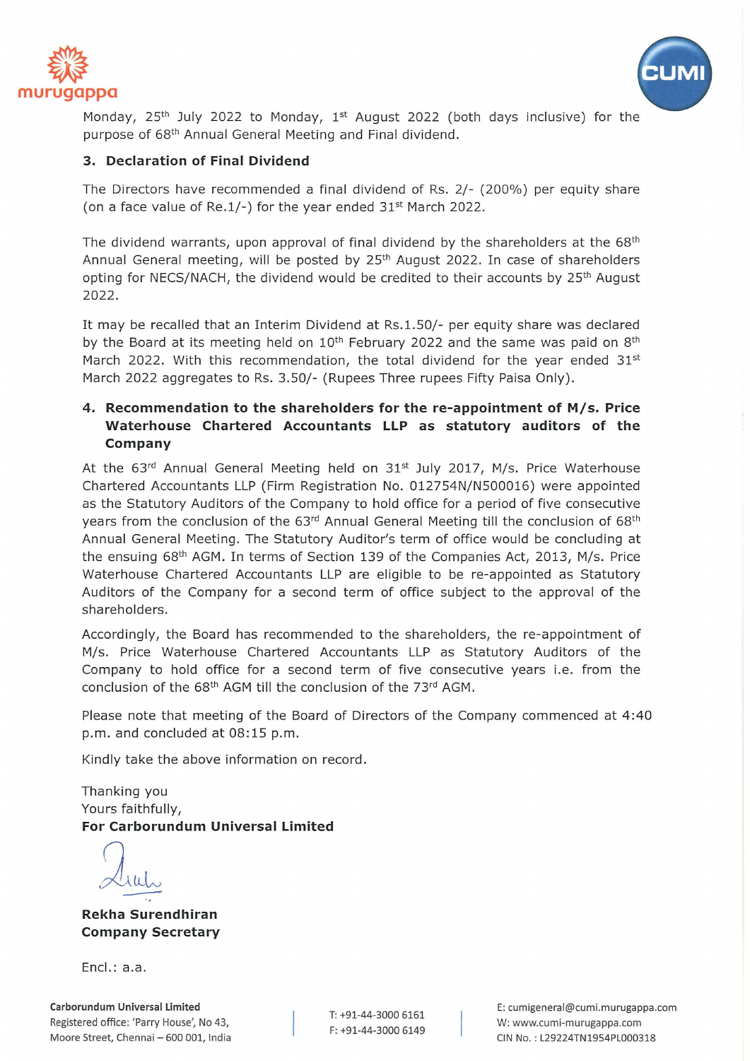Monday, 25th July 2022 to Monday, 1st August 2022 (both days inclusive) for the purpose of 68th Annual General Meeting and Final dividend.

### 3. Declaration of Final Dividend

The Directors have recommended a final dividend of Rs. 2/- (200%) per equity share (on a face value of Re.1/-) for the year ended 31st March 2022.

The dividend warrants, upon approval of final dividend by the shareholders at the 68th Annual General meeting, will be posted by 25th August 2022. In case of shareholders opting for NECS/NACH, the dividend would be credited to their accounts by 25th August 2022.

It may be recalled that an Interim Dividend at Rs.1.50/- per equity share was declared by the Board at its meeting held on 10th February 2022 and the same was paid on 8th March 2022. With this recommendation, the total dividend for the year ended 31st March 2022 aggregates to Rs. 3.50/- (Rupees Three rupees Fifty Paisa Only).

### 4. Recommendation to the shareholders for the re-appointment of M/s. Price Waterhouse Chartered Accountants LLP as statutory auditors of the Company

At the 63rd Annual General Meeting held on 31st July 2017, M/s. Price Waterhouse Chartered Accountants LLP (Firm Registration No. 012754N/N500016) were appointed as the Statutory Auditors of the Company to hold office for a period of five consecutive years from the conclusion of the 63rd Annual General Meeting till the conclusion of 68th Annual General Meeting. The Statutory Auditor's term of office would be concluding at the ensuing 68th AGM. In terms of Section 139 of the Companies Act, 2013, M/s. Price Waterhouse Chartered Accountants LLP are eligible to be re-appointed as Statutory Auditors of the Company for a second term of office subject to the approval of the shareholders.

Accordingly, the Board has recommended to the shareholders, the re-appointment of M/s. Price Waterhouse Chartered Accountants LLP as Statutory Auditors of the Company to hold office for a second term of five consecutive years i.e. from the conclusion of the 68th AGM till the conclusion of the 73rd AGM.

Please note that meeting of the Board of Directors of the Company commenced at 4:40 p.m. and concluded at 08:15 p.m.

Kindly take the above information on record.

Thanking you
Yours faithfully,
**For Carborundum Universal Limited**

**Rekha Surendhiran**
**Company Secretary**

Encl.: a.a.

**Carborundum Universal Limited**
Registered office: 'Parry House', No 43, Moore Street, Chennai – 600 001, India
T: +91-44-3000 6161
F: +91-44-3000 6149
E: cumigeneral@cumi.murugappa.com
W: www.cumi-murugappa.com
CIN No. : L29224TN1954PLC000318